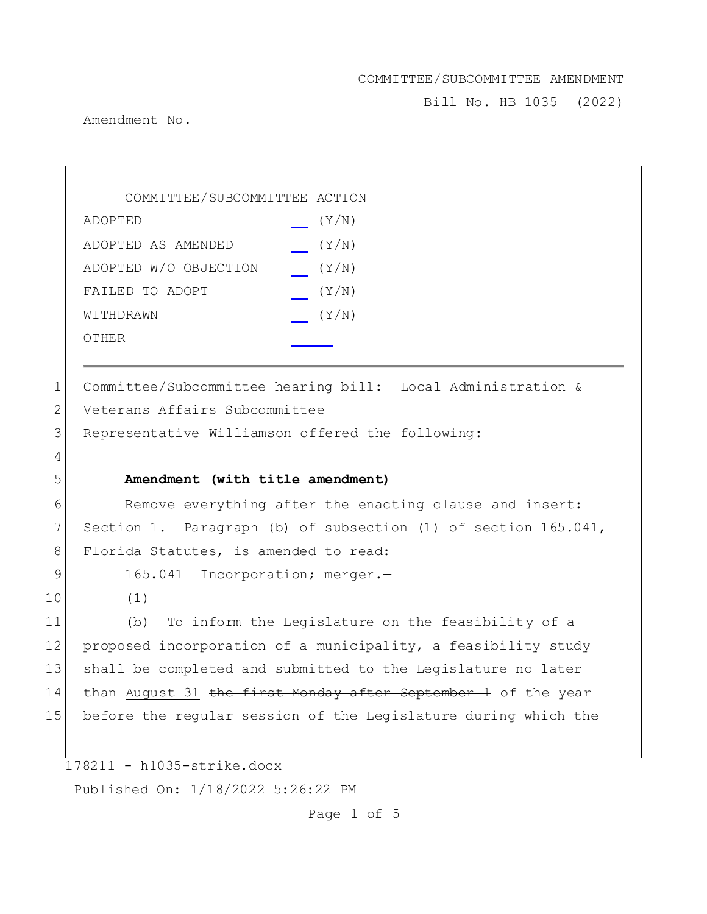COMMITTEE/SUBCOMMITTEE AMENDMENT

Bill No. HB 1035 (2022)

Amendment No.

| COMMITTEE/SUBCOMMITTEE ACTION | |
|---|---|
| ADOPTED | __ (Y/N) |
| ADOPTED AS AMENDED | __ (Y/N) |
| ADOPTED W/O OBJECTION | __ (Y/N) |
| FAILED TO ADOPT | __ (Y/N) |
| WITHDRAWN | __ (Y/N) |
| OTHER | ____ |

---

1 Committee/Subcommittee hearing bill: Local Administration &
2 Veterans Affairs Subcommittee
3 Representative Williamson offered the following:
4
5 **Amendment (with title amendment)**
6 Remove everything after the enacting clause and insert:
7 Section 1. Paragraph (b) of subsection (1) of section 165.041,
8 Florida Statutes, is amended to read:
9 165.041 Incorporation; merger.—
10 (1)
11 (b) To inform the Legislature on the feasibility of a
12 proposed incorporation of a municipality, a feasibility study
13 shall be completed and submitted to the Legislature no later
14 than <u>August 31</u> ~~the first Monday after September 1~~ of the year
15 before the regular session of the Legislature during which the

178211 - h1035-strike.docx

Published On: 1/18/2022 5:26:22 PM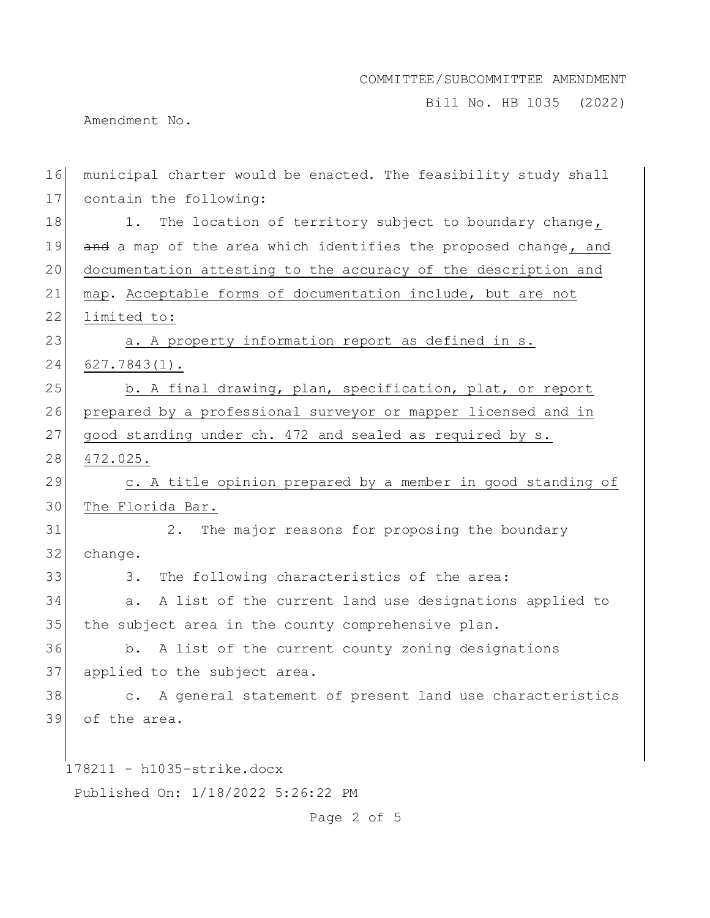municipal charter would be enacted. The feasibility study shall contain the following:

1. The location of territory subject to boundary change, ~~and~~ a map of the area which identifies the proposed change, and documentation attesting to the accuracy of the description and map. Acceptable forms of documentation include, but are not limited to:

a. A property information report as defined in s. 627.7843(1).

b. A final drawing, plan, specification, plat, or report prepared by a professional surveyor or mapper licensed and in good standing under ch. 472 and sealed as required by s. 472.025.

c. A title opinion prepared by a member in good standing of The Florida Bar.

2. The major reasons for proposing the boundary change.

3. The following characteristics of the area:

a. A list of the current land use designations applied to the subject area in the county comprehensive plan.

b. A list of the current county zoning designations applied to the subject area.

c. A general statement of present land use characteristics of the area.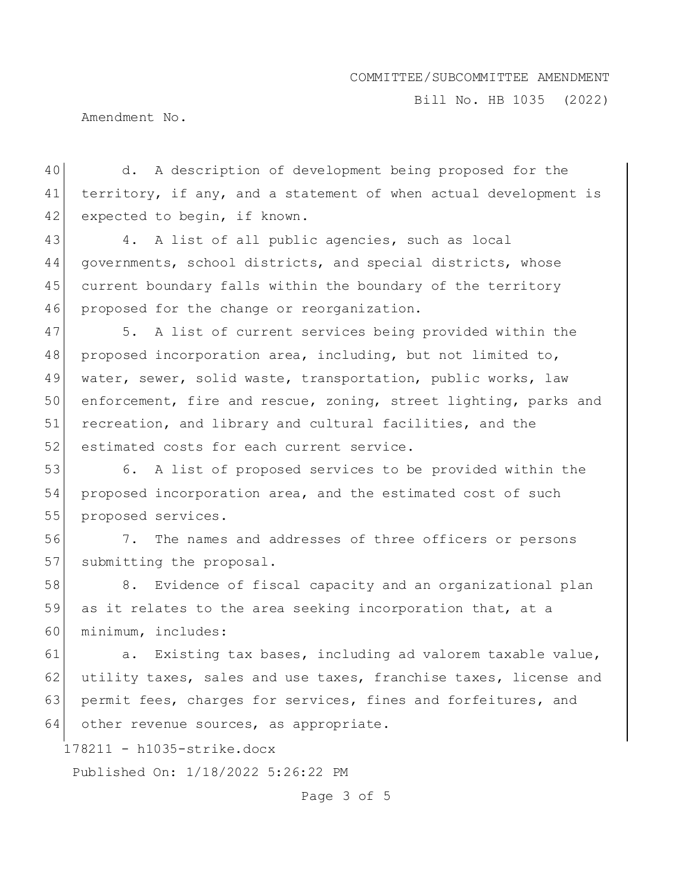d. A description of development being proposed for the territory, if any, and a statement of when actual development is expected to begin, if known.

4. A list of all public agencies, such as local governments, school districts, and special districts, whose current boundary falls within the boundary of the territory proposed for the change or reorganization.

5. A list of current services being provided within the proposed incorporation area, including, but not limited to, water, sewer, solid waste, transportation, public works, law enforcement, fire and rescue, zoning, street lighting, parks and recreation, and library and cultural facilities, and the estimated costs for each current service.

6. A list of proposed services to be provided within the proposed incorporation area, and the estimated cost of such proposed services.

7. The names and addresses of three officers or persons submitting the proposal.

8. Evidence of fiscal capacity and an organizational plan as it relates to the area seeking incorporation that, at a minimum, includes:

a. Existing tax bases, including ad valorem taxable value, utility taxes, sales and use taxes, franchise taxes, license and permit fees, charges for services, fines and forfeitures, and other revenue sources, as appropriate.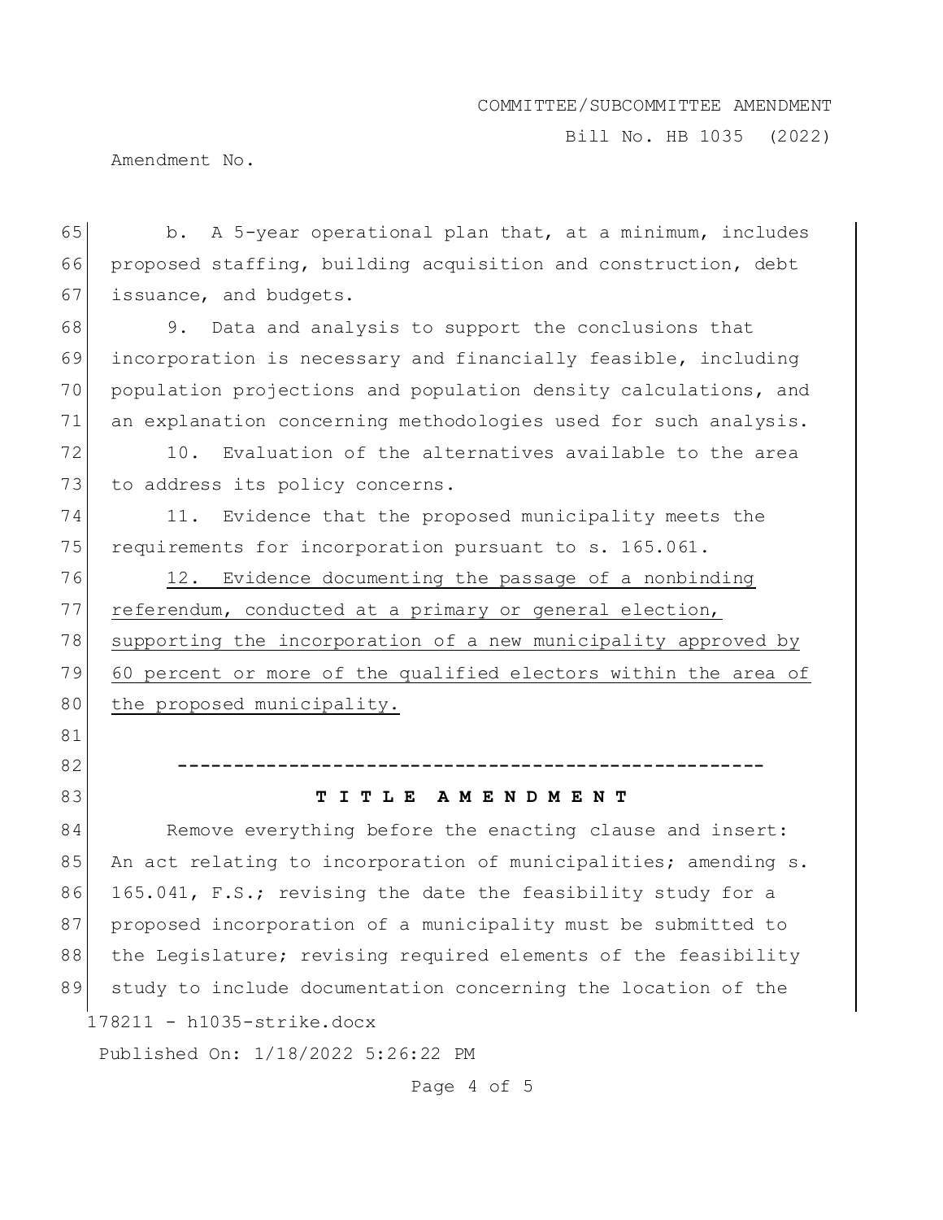b. A 5-year operational plan that, at a minimum, includes proposed staffing, building acquisition and construction, debt issuance, and budgets.

9. Data and analysis to support the conclusions that incorporation is necessary and financially feasible, including population projections and population density calculations, and an explanation concerning methodologies used for such analysis.

10. Evaluation of the alternatives available to the area to address its policy concerns.

11. Evidence that the proposed municipality meets the requirements for incorporation pursuant to s. 165.061.

<u>12. Evidence documenting the passage of a nonbinding referendum, conducted at a primary or general election, supporting the incorporation of a new municipality approved by 60 percent or more of the qualified electors within the area of the proposed municipality.</u>

-----------------------------------------------------

**T I T L E  A M E N D M E N T**

Remove everything before the enacting clause and insert:
An act relating to incorporation of municipalities; amending s. 165.041, F.S.; revising the date the feasibility study for a proposed incorporation of a municipality must be submitted to the Legislature; revising required elements of the feasibility study to include documentation concerning the location of the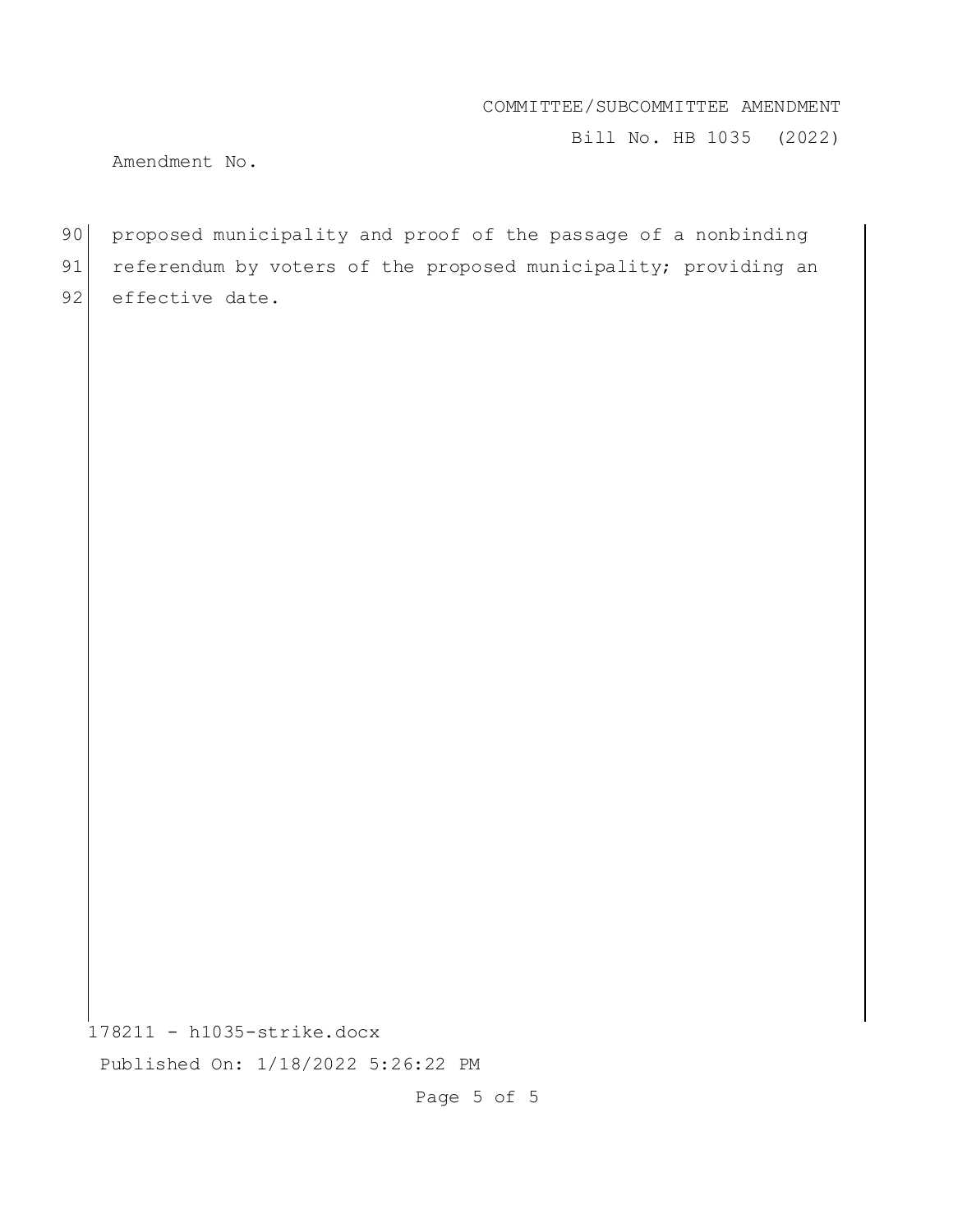proposed municipality and proof of the passage of a nonbinding referendum by voters of the proposed municipality; providing an effective date.